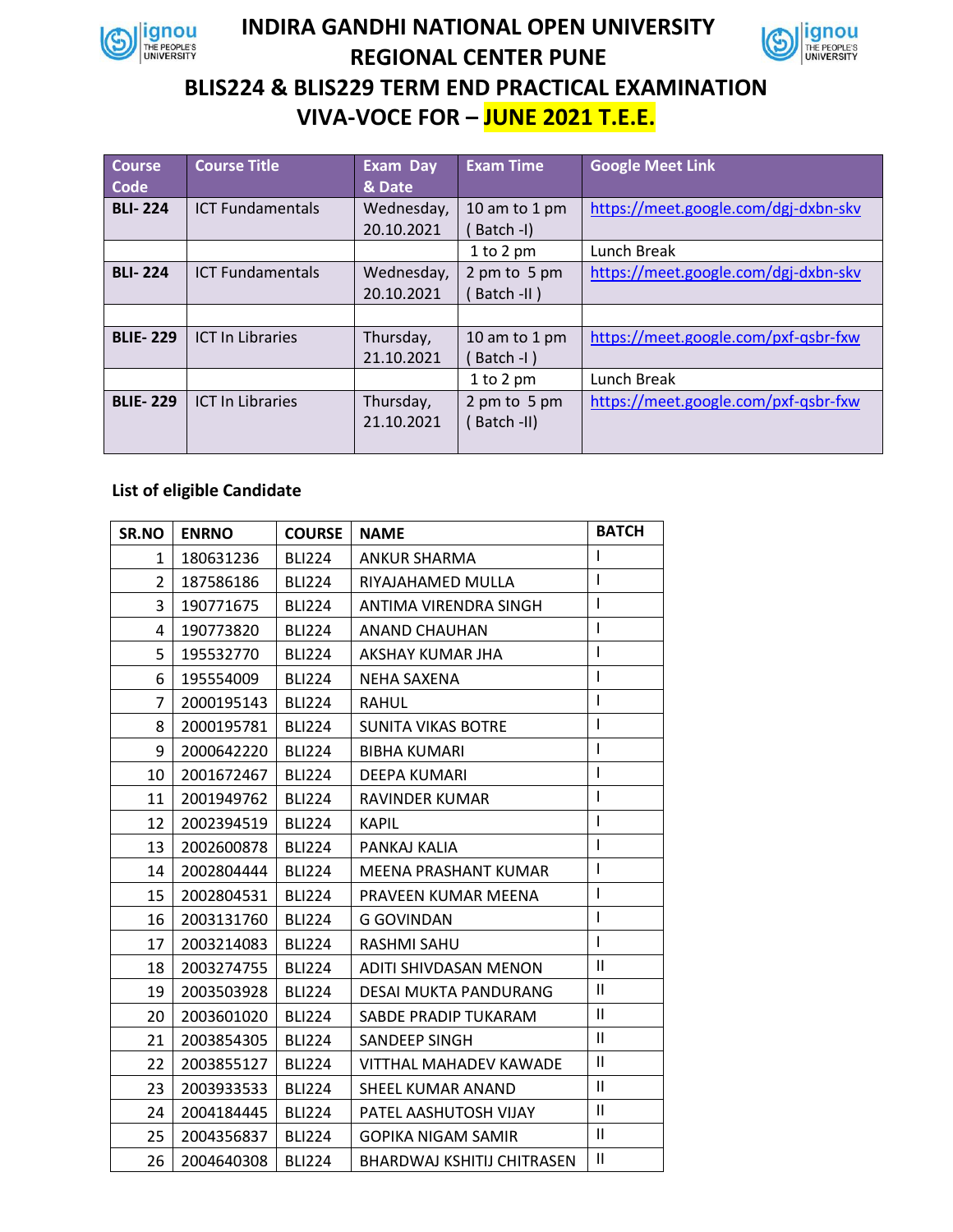# INDIRA GANDHI NATIONAL OPEN UNIVERSITY
## REGIONAL CENTER PUNE
## BLIS224 & BLIS229 TERM END PRACTICAL EXAMINATION VIVA-VOCE FOR – JUNE 2021 T.E.E.

| Course Code | Course Title | Exam Day & Date | Exam Time | Google Meet Link |
|---|---|---|---|---|
| **BLI- 224** | ICT Fundamentals | Wednesday, 20.10.2021 | 10 am to 1 pm ( Batch -I) | https://meet.google.com/dgj-dxbn-skv |
| | | | 1 to 2 pm | Lunch Break |
| **BLI- 224** | ICT Fundamentals | Wednesday, 20.10.2021 | 2 pm to 5 pm ( Batch -II ) | https://meet.google.com/dgj-dxbn-skv |
| | | | | |
| **BLIE- 229** | ICT In Libraries | Thursday, 21.10.2021 | 10 am to 1 pm ( Batch -I ) | https://meet.google.com/pxf-qsbr-fxw |
| | | | 1 to 2 pm | Lunch Break |
| **BLIE- 229** | ICT In Libraries | Thursday, 21.10.2021 | 2 pm to 5 pm ( Batch -II) | https://meet.google.com/pxf-qsbr-fxw |

**List of eligible Candidate**

| SR.NO | ENRNO | COURSE | NAME | BATCH |
|---|---|---|---|---|
| 1 | 180631236 | BLI224 | ANKUR SHARMA | I |
| 2 | 187586186 | BLI224 | RIYAJAHAMED MULLA | I |
| 3 | 190771675 | BLI224 | ANTIMA VIRENDRA SINGH | I |
| 4 | 190773820 | BLI224 | ANAND CHAUHAN | I |
| 5 | 195532770 | BLI224 | AKSHAY KUMAR JHA | I |
| 6 | 195554009 | BLI224 | NEHA SAXENA | I |
| 7 | 2000195143 | BLI224 | RAHUL | I |
| 8 | 2000195781 | BLI224 | SUNITA VIKAS BOTRE | I |
| 9 | 2000642220 | BLI224 | BIBHA KUMARI | I |
| 10 | 2001672467 | BLI224 | DEEPA KUMARI | I |
| 11 | 2001949762 | BLI224 | RAVINDER KUMAR | I |
| 12 | 2002394519 | BLI224 | KAPIL | I |
| 13 | 2002600878 | BLI224 | PANKAJ KALIA | I |
| 14 | 2002804444 | BLI224 | MEENA PRASHANT KUMAR | I |
| 15 | 2002804531 | BLI224 | PRAVEEN KUMAR MEENA | I |
| 16 | 2003131760 | BLI224 | G GOVINDAN | I |
| 17 | 2003214083 | BLI224 | RASHMI SAHU | I |
| 18 | 2003274755 | BLI224 | ADITI SHIVDASAN MENON | II |
| 19 | 2003503928 | BLI224 | DESAI MUKTA PANDURANG | II |
| 20 | 2003601020 | BLI224 | SABDE PRADIP TUKARAM | II |
| 21 | 2003854305 | BLI224 | SANDEEP SINGH | II |
| 22 | 2003855127 | BLI224 | VITTHAL MAHADEV KAWADE | II |
| 23 | 2003933533 | BLI224 | SHEEL KUMAR ANAND | II |
| 24 | 2004184445 | BLI224 | PATEL AASHUTOSH VIJAY | II |
| 25 | 2004356837 | BLI224 | GOPIKA NIGAM SAMIR | II |
| 26 | 2004640308 | BLI224 | BHARDWAJ KSHITIJ CHITRASEN | II |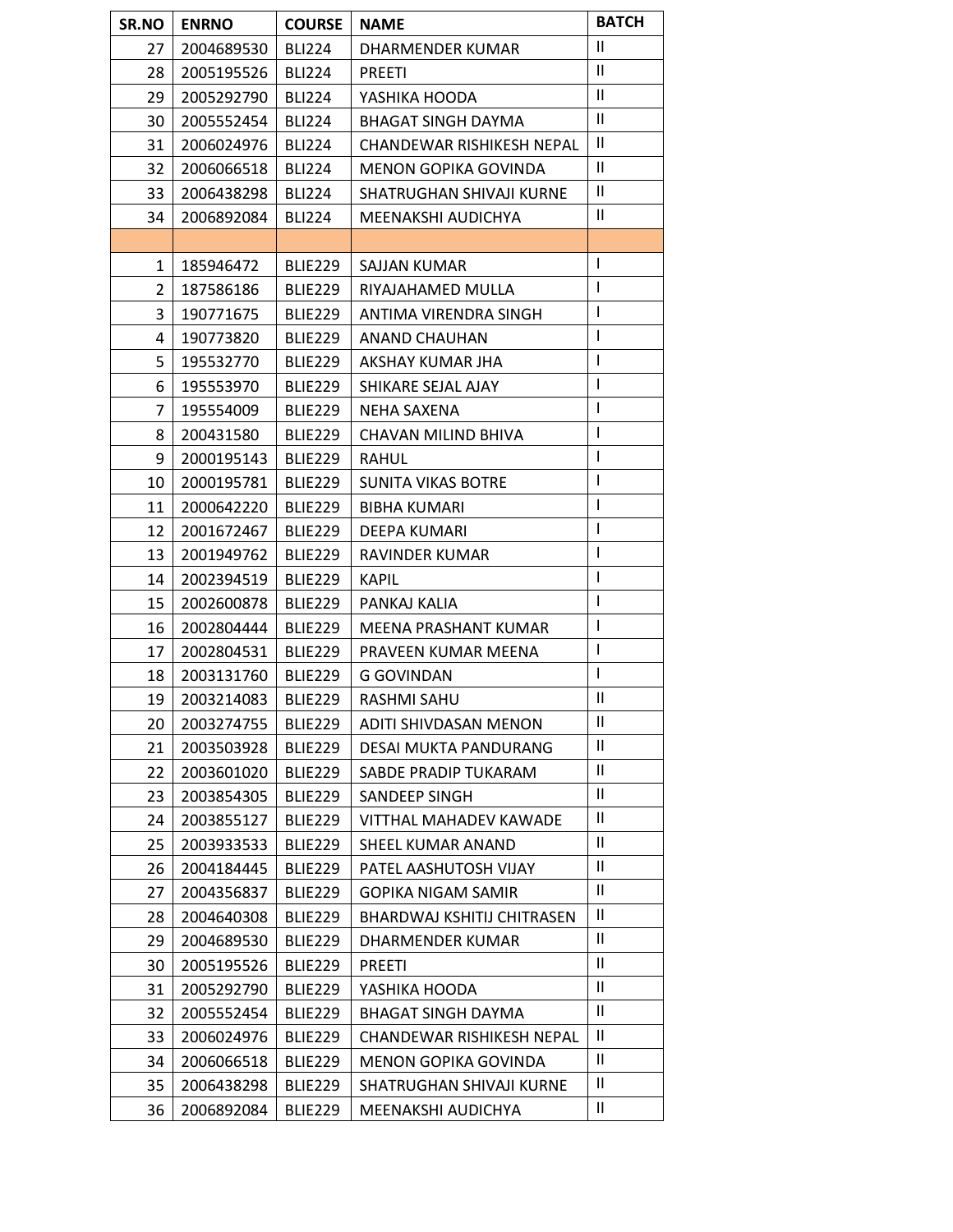| SR.NO | ENRNO | COURSE | NAME | BATCH |
|---|---|---|---|---|
| 27 | 2004689530 | BLI224 | DHARMENDER KUMAR | II |
| 28 | 2005195526 | BLI224 | PREETI | II |
| 29 | 2005292790 | BLI224 | YASHIKA HOODA | II |
| 30 | 2005552454 | BLI224 | BHAGAT SINGH DAYMA | II |
| 31 | 2006024976 | BLI224 | CHANDEWAR RISHIKESH NEPAL | II |
| 32 | 2006066518 | BLI224 | MENON GOPIKA GOVINDA | II |
| 33 | 2006438298 | BLI224 | SHATRUGHAN SHIVAJI KURNE | II |
| 34 | 2006892084 | BLI224 | MEENAKSHI AUDICHYA | II |
| | | | | |
| 1 | 185946472 | BLIE229 | SAJJAN KUMAR | I |
| 2 | 187586186 | BLIE229 | RIYAJAHAMED MULLA | I |
| 3 | 190771675 | BLIE229 | ANTIMA VIRENDRA SINGH | I |
| 4 | 190773820 | BLIE229 | ANAND CHAUHAN | I |
| 5 | 195532770 | BLIE229 | AKSHAY KUMAR JHA | I |
| 6 | 195553970 | BLIE229 | SHIKARE SEJAL AJAY | I |
| 7 | 195554009 | BLIE229 | NEHA SAXENA | I |
| 8 | 200431580 | BLIE229 | CHAVAN MILIND BHIVA | I |
| 9 | 2000195143 | BLIE229 | RAHUL | I |
| 10 | 2000195781 | BLIE229 | SUNITA VIKAS BOTRE | I |
| 11 | 2000642220 | BLIE229 | BIBHA KUMARI | I |
| 12 | 2001672467 | BLIE229 | DEEPA KUMARI | I |
| 13 | 2001949762 | BLIE229 | RAVINDER KUMAR | I |
| 14 | 2002394519 | BLIE229 | KAPIL | I |
| 15 | 2002600878 | BLIE229 | PANKAJ KALIA | I |
| 16 | 2002804444 | BLIE229 | MEENA PRASHANT KUMAR | I |
| 17 | 2002804531 | BLIE229 | PRAVEEN KUMAR MEENA | I |
| 18 | 2003131760 | BLIE229 | G GOVINDAN | I |
| 19 | 2003214083 | BLIE229 | RASHMI SAHU | II |
| 20 | 2003274755 | BLIE229 | ADITI SHIVDASAN MENON | II |
| 21 | 2003503928 | BLIE229 | DESAI MUKTA PANDURANG | II |
| 22 | 2003601020 | BLIE229 | SABDE PRADIP TUKARAM | II |
| 23 | 2003854305 | BLIE229 | SANDEEP SINGH | II |
| 24 | 2003855127 | BLIE229 | VITTHAL MAHADEV KAWADE | II |
| 25 | 2003933533 | BLIE229 | SHEEL KUMAR ANAND | II |
| 26 | 2004184445 | BLIE229 | PATEL AASHUTOSH VIJAY | II |
| 27 | 2004356837 | BLIE229 | GOPIKA NIGAM SAMIR | II |
| 28 | 2004640308 | BLIE229 | BHARDWAJ KSHITIJ CHITRASEN | II |
| 29 | 2004689530 | BLIE229 | DHARMENDER KUMAR | II |
| 30 | 2005195526 | BLIE229 | PREETI | II |
| 31 | 2005292790 | BLIE229 | YASHIKA HOODA | II |
| 32 | 2005552454 | BLIE229 | BHAGAT SINGH DAYMA | II |
| 33 | 2006024976 | BLIE229 | CHANDEWAR RISHIKESH NEPAL | II |
| 34 | 2006066518 | BLIE229 | MENON GOPIKA GOVINDA | II |
| 35 | 2006438298 | BLIE229 | SHATRUGHAN SHIVAJI KURNE | II |
| 36 | 2006892084 | BLIE229 | MEENAKSHI AUDICHYA | II |